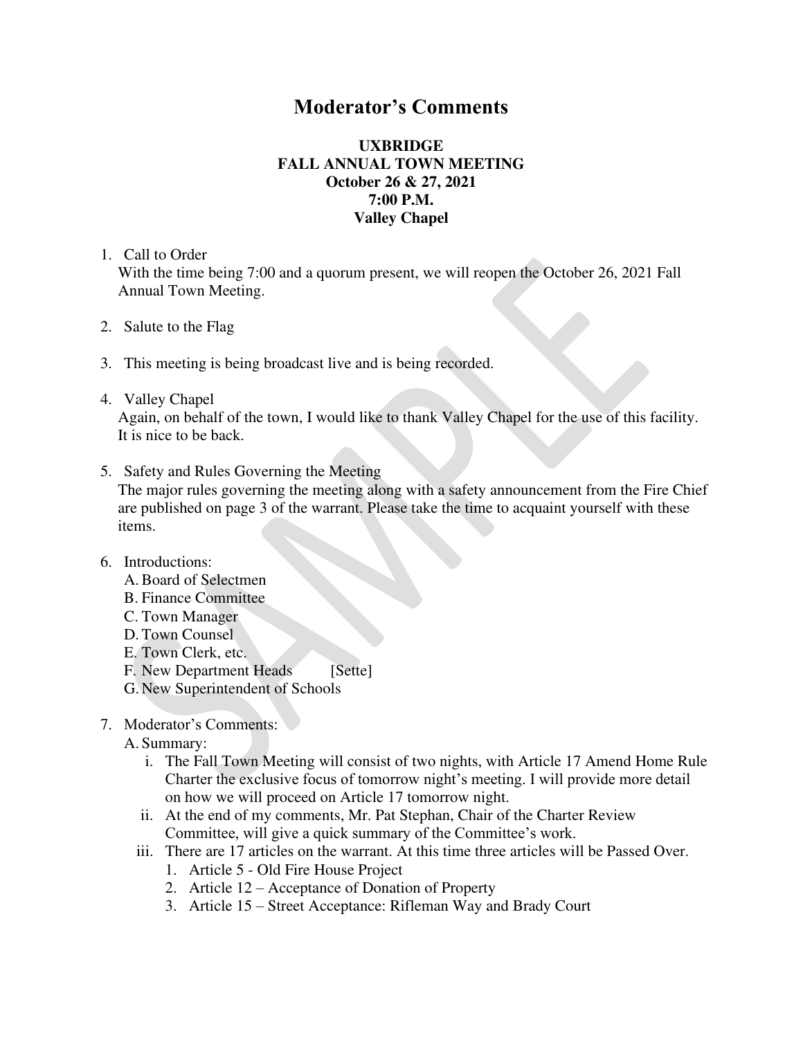# Moderator's Comments

**UXBRIDGE**
**FALL ANNUAL TOWN MEETING**
**October 26 & 27, 2021**
**7:00 P.M.**
**Valley Chapel**

1. Call to Order
   With the time being 7:00 and a quorum present, we will reopen the October 26, 2021 Fall Annual Town Meeting.

2. Salute to the Flag

3. This meeting is being broadcast live and is being recorded.

4. Valley Chapel
   Again, on behalf of the town, I would like to thank Valley Chapel for the use of this facility. It is nice to be back.

5. Safety and Rules Governing the Meeting
   The major rules governing the meeting along with a safety announcement from the Fire Chief are published on page 3 of the warrant. Please take the time to acquaint yourself with these items.

6. Introductions:
   A. Board of Selectmen
   B. Finance Committee
   C. Town Manager
   D. Town Counsel
   E. Town Clerk, etc.
   F. New Department Heads [Sette]
   G. New Superintendent of Schools

7. Moderator's Comments:
   A. Summary:
      i. The Fall Town Meeting will consist of two nights, with Article 17 Amend Home Rule Charter the exclusive focus of tomorrow night's meeting. I will provide more detail on how we will proceed on Article 17 tomorrow night.
      ii. At the end of my comments, Mr. Pat Stephan, Chair of the Charter Review Committee, will give a quick summary of the Committee's work.
      iii. There are 17 articles on the warrant. At this time three articles will be Passed Over.
         1. Article 5 - Old Fire House Project
         2. Article 12 – Acceptance of Donation of Property
         3. Article 15 – Street Acceptance: Rifleman Way and Brady Court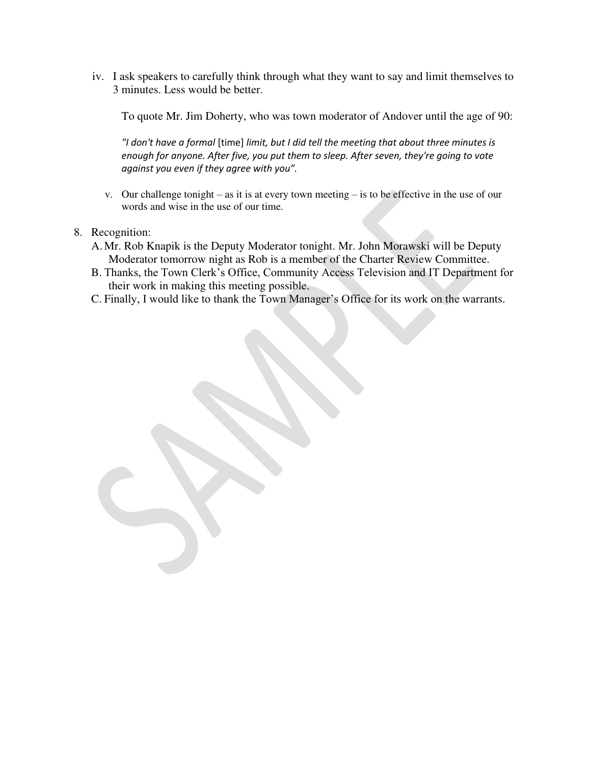iv. I ask speakers to carefully think through what they want to say and limit themselves to 3 minutes. Less would be better.

   To quote Mr. Jim Doherty, who was town moderator of Andover until the age of 90:

   *"I don't have a formal* [time] *limit, but I did tell the meeting that about three minutes is enough for anyone. After five, you put them to sleep. After seven, they're going to vote against you even if they agree with you".*

v. Our challenge tonight – as it is at every town meeting – is to be effective in the use of our words and wise in the use of our time.

8. Recognition:
   A. Mr. Rob Knapik is the Deputy Moderator tonight. Mr. John Morawski will be Deputy Moderator tomorrow night as Rob is a member of the Charter Review Committee.
   B. Thanks, the Town Clerk's Office, Community Access Television and IT Department for their work in making this meeting possible.
   C. Finally, I would like to thank the Town Manager's Office for its work on the warrants.